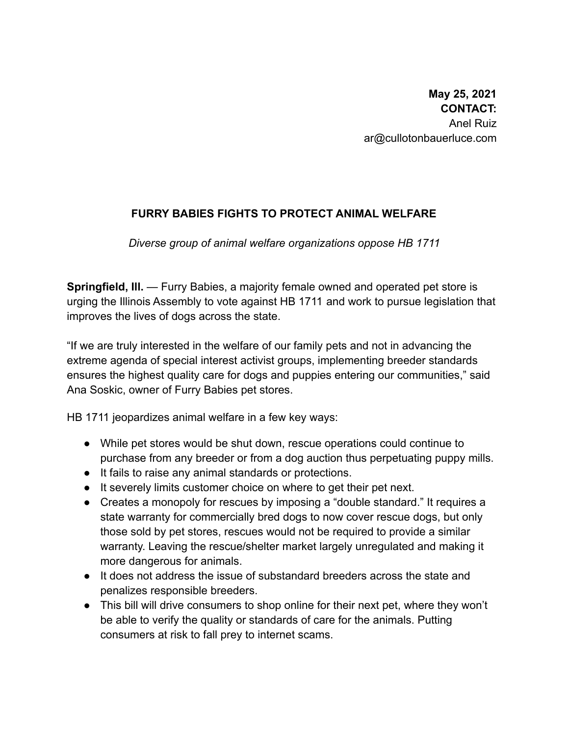**May 25, 2021**
**CONTACT:**
Anel Ruiz
ar@cullotonbauerluce.com

## FURRY BABIES FIGHTS TO PROTECT ANIMAL WELFARE

*Diverse group of animal welfare organizations oppose HB 1711*

**Springfield, Ill.** — Furry Babies, a majority female owned and operated pet store is urging the Illinois Assembly to vote against HB 1711 and work to pursue legislation that improves the lives of dogs across the state.

"If we are truly interested in the welfare of our family pets and not in advancing the extreme agenda of special interest activist groups, implementing breeder standards ensures the highest quality care for dogs and puppies entering our communities," said Ana Soskic, owner of Furry Babies pet stores.

HB 1711 jeopardizes animal welfare in a few key ways:

- While pet stores would be shut down, rescue operations could continue to purchase from any breeder or from a dog auction thus perpetuating puppy mills.
- It fails to raise any animal standards or protections.
- It severely limits customer choice on where to get their pet next.
- Creates a monopoly for rescues by imposing a "double standard." It requires a state warranty for commercially bred dogs to now cover rescue dogs, but only those sold by pet stores, rescues would not be required to provide a similar warranty. Leaving the rescue/shelter market largely unregulated and making it more dangerous for animals.
- It does not address the issue of substandard breeders across the state and penalizes responsible breeders.
- This bill will drive consumers to shop online for their next pet, where they won't be able to verify the quality or standards of care for the animals. Putting consumers at risk to fall prey to internet scams.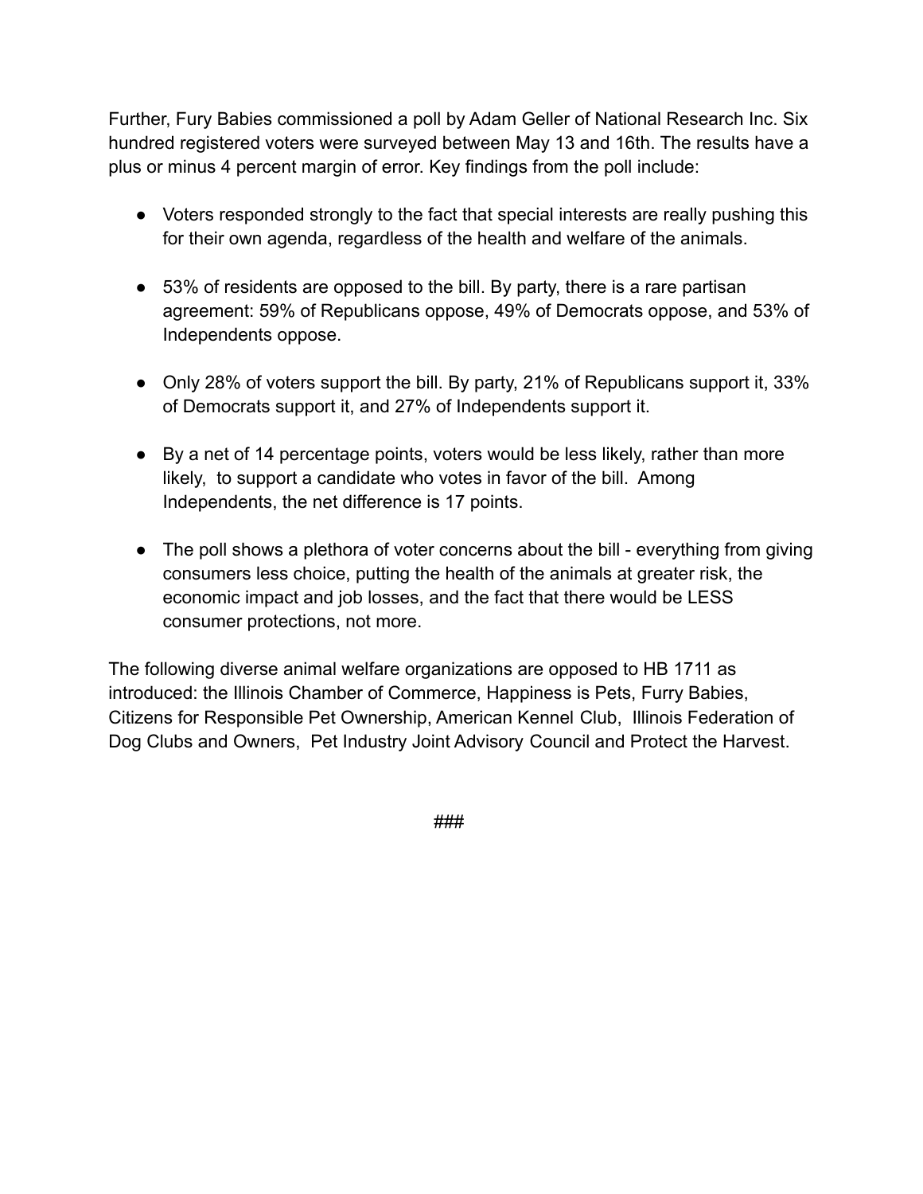Further, Fury Babies commissioned a poll by Adam Geller of National Research Inc. Six hundred registered voters were surveyed between May 13 and 16th. The results have a plus or minus 4 percent margin of error. Key findings from the poll include:

- Voters responded strongly to the fact that special interests are really pushing this for their own agenda, regardless of the health and welfare of the animals.

- 53% of residents are opposed to the bill. By party, there is a rare partisan agreement: 59% of Republicans oppose, 49% of Democrats oppose, and 53% of Independents oppose.

- Only 28% of voters support the bill. By party, 21% of Republicans support it, 33% of Democrats support it, and 27% of Independents support it.

- By a net of 14 percentage points, voters would be less likely, rather than more likely, to support a candidate who votes in favor of the bill. Among Independents, the net difference is 17 points.

- The poll shows a plethora of voter concerns about the bill - everything from giving consumers less choice, putting the health of the animals at greater risk, the economic impact and job losses, and the fact that there would be LESS consumer protections, not more.

The following diverse animal welfare organizations are opposed to HB 1711 as introduced: the Illinois Chamber of Commerce, Happiness is Pets, Furry Babies, Citizens for Responsible Pet Ownership, American Kennel Club, Illinois Federation of Dog Clubs and Owners, Pet Industry Joint Advisory Council and Protect the Harvest.

###